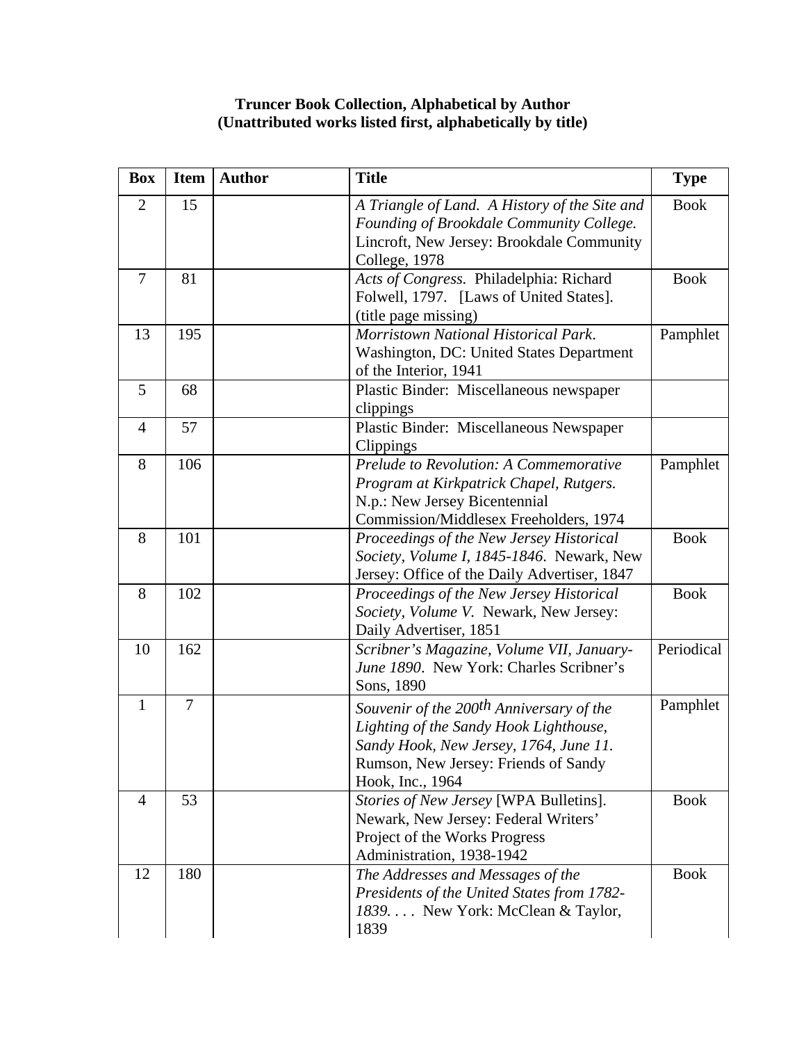**Truncer Book Collection, Alphabetical by Author**
**(Unattributed works listed first, alphabetically by title)**

| Box | Item | Author | Title | Type |
|---|---|---|---|---|
| 2 | 15 | | *A Triangle of Land. A History of the Site and Founding of Brookdale Community College.* Lincroft, New Jersey: Brookdale Community College, 1978 | Book |
| 7 | 81 | | *Acts of Congress.* Philadelphia: Richard Folwell, 1797. [Laws of United States]. (title page missing) | Book |
| 13 | 195 | | *Morristown National Historical Park*. Washington, DC: United States Department of the Interior, 1941 | Pamphlet |
| 5 | 68 | | Plastic Binder: Miscellaneous newspaper clippings | |
| 4 | 57 | | Plastic Binder: Miscellaneous Newspaper Clippings | |
| 8 | 106 | | *Prelude to Revolution: A Commemorative Program at Kirkpatrick Chapel, Rutgers.* N.p.: New Jersey Bicentennial Commission/Middlesex Freeholders, 1974 | Pamphlet |
| 8 | 101 | | *Proceedings of the New Jersey Historical Society, Volume I, 1845-1846*. Newark, New Jersey: Office of the Daily Advertiser, 1847 | Book |
| 8 | 102 | | *Proceedings of the New Jersey Historical Society, Volume V.* Newark, New Jersey: Daily Advertiser, 1851 | Book |
| 10 | 162 | | *Scribner's Magazine, Volume VII, January-June 1890*. New York: Charles Scribner's Sons, 1890 | Periodical |
| 1 | 7 | | *Souvenir of the 200th Anniversary of the Lighting of the Sandy Hook Lighthouse, Sandy Hook, New Jersey, 1764, June 11.* Rumson, New Jersey: Friends of Sandy Hook, Inc., 1964 | Pamphlet |
| 4 | 53 | | *Stories of New Jersey* [WPA Bulletins]. Newark, New Jersey: Federal Writers' Project of the Works Progress Administration, 1938-1942 | Book |
| 12 | 180 | | *The Addresses and Messages of the Presidents of the United States from 1782-1839. . . .* New York: McClean & Taylor, 1839 | Book |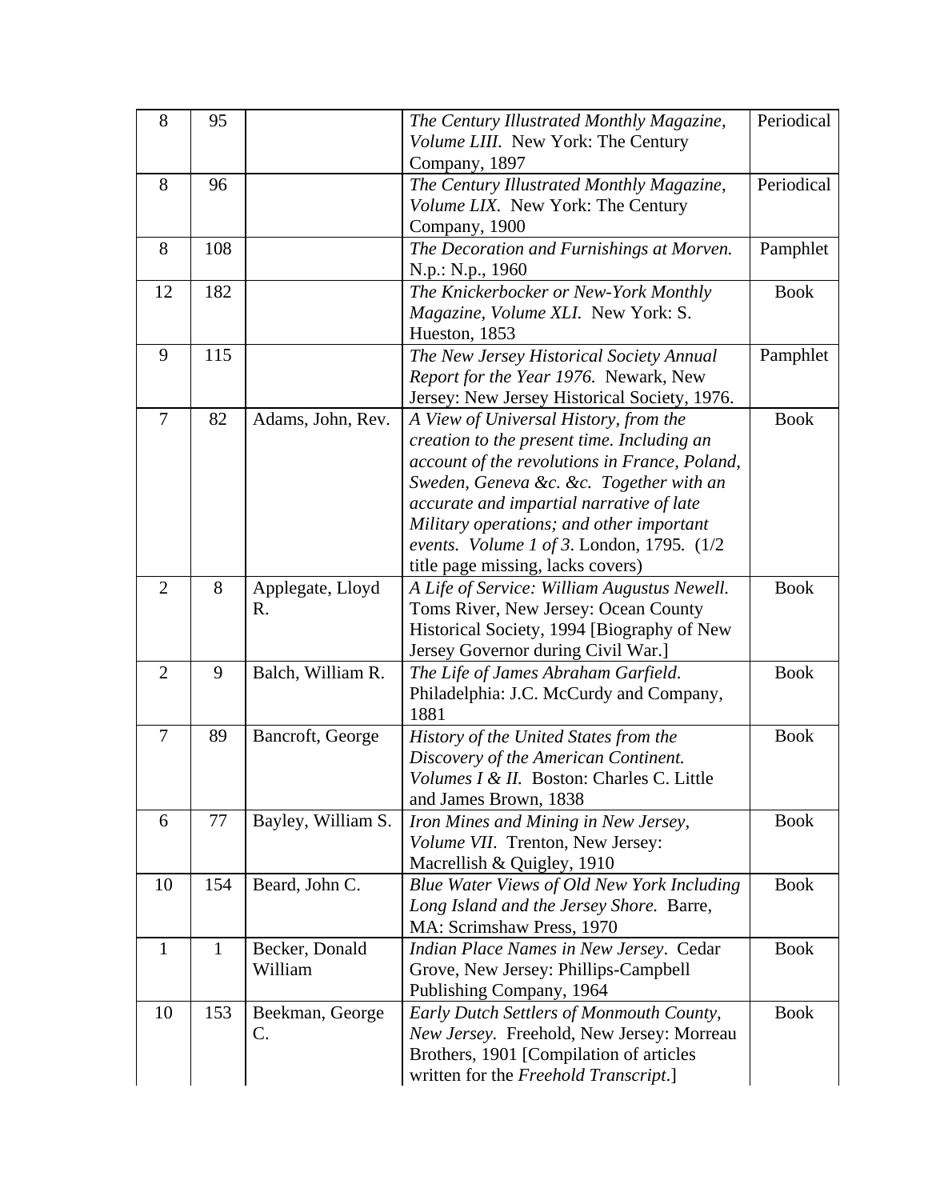| | | | | |
|---|---|---|---|---|
| 8 | 95 | | *The Century Illustrated Monthly Magazine, Volume LIII.* New York: The Century Company, 1897 | Periodical |
| 8 | 96 | | *The Century Illustrated Monthly Magazine, Volume LIX.* New York: The Century Company, 1900 | Periodical |
| 8 | 108 | | *The Decoration and Furnishings at Morven.* N.p.: N.p., 1960 | Pamphlet |
| 12 | 182 | | *The Knickerbocker or New-York Monthly Magazine, Volume XLI.* New York: S. Hueston, 1853 | Book |
| 9 | 115 | | *The New Jersey Historical Society Annual Report for the Year 1976.* Newark, New Jersey: New Jersey Historical Society, 1976. | Pamphlet |
| 7 | 82 | Adams, John, Rev. | *A View of Universal History, from the creation to the present time. Including an account of the revolutions in France, Poland, Sweden, Geneva &c. &c. Together with an accurate and impartial narrative of late Military operations; and other important events. Volume 1 of 3*. London, 1795. (1/2 title page missing, lacks covers) | Book |
| 2 | 8 | Applegate, Lloyd R. | *A Life of Service: William Augustus Newell.* Toms River, New Jersey: Ocean County Historical Society, 1994 [Biography of New Jersey Governor during Civil War.] | Book |
| 2 | 9 | Balch, William R. | *The Life of James Abraham Garfield*. Philadelphia: J.C. McCurdy and Company, 1881 | Book |
| 7 | 89 | Bancroft, George | *History of the United States from the Discovery of the American Continent. Volumes I & II.* Boston: Charles C. Little and James Brown, 1838 | Book |
| 6 | 77 | Bayley, William S. | *Iron Mines and Mining in New Jersey, Volume VII*. Trenton, New Jersey: Macrellish & Quigley, 1910 | Book |
| 10 | 154 | Beard, John C. | *Blue Water Views of Old New York Including Long Island and the Jersey Shore.* Barre, MA: Scrimshaw Press, 1970 | Book |
| 1 | 1 | Becker, Donald William | *Indian Place Names in New Jersey*. Cedar Grove, New Jersey: Phillips-Campbell Publishing Company, 1964 | Book |
| 10 | 153 | Beekman, George C. | *Early Dutch Settlers of Monmouth County, New Jersey.* Freehold, New Jersey: Morreau Brothers, 1901 [Compilation of articles written for the *Freehold Transcript*.] | Book |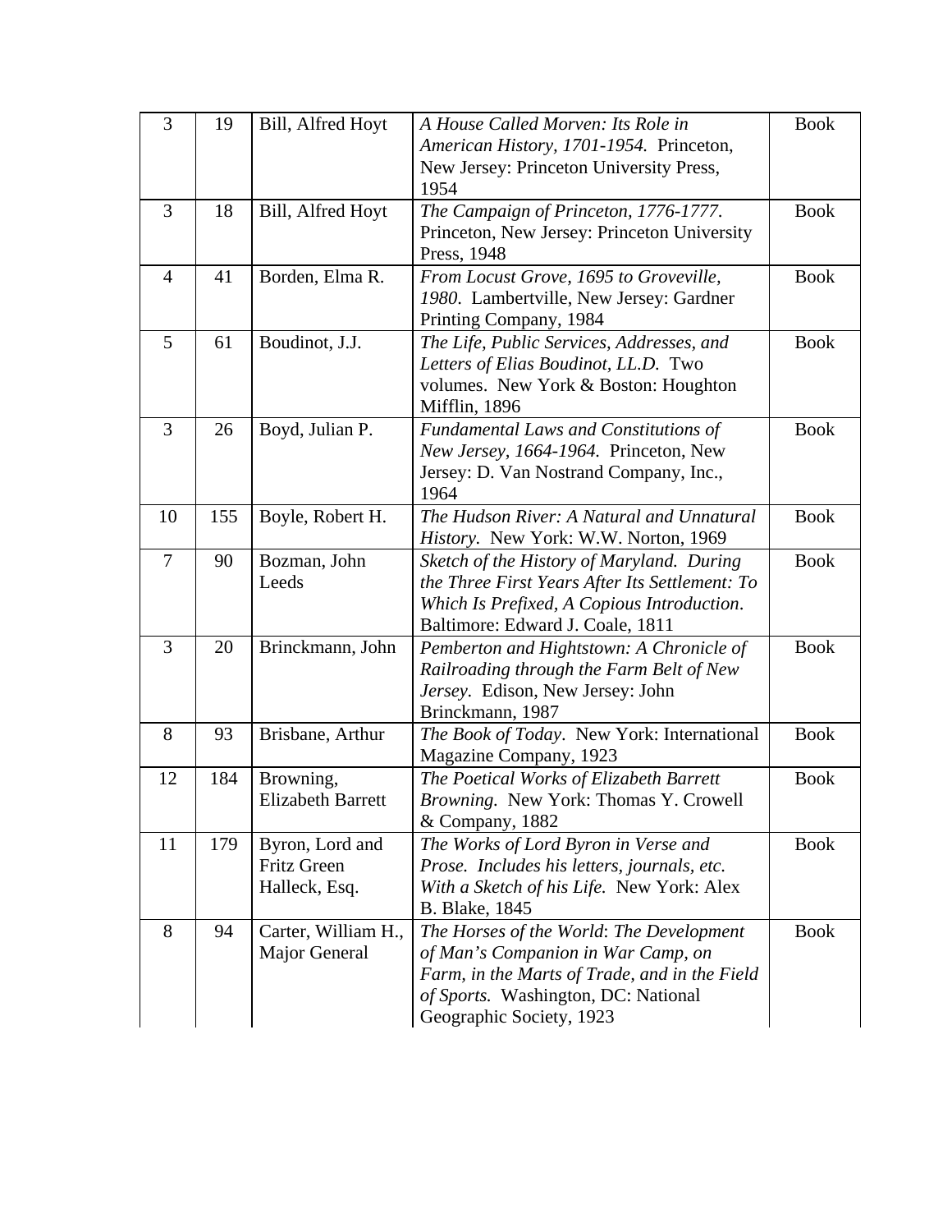| | | | | |
|---|---|---|---|---|
| 3 | 19 | Bill, Alfred Hoyt | *A House Called Morven: Its Role in American History, 1701-1954.* Princeton, New Jersey: Princeton University Press, 1954 | Book |
| 3 | 18 | Bill, Alfred Hoyt | *The Campaign of Princeton, 1776-1777.* Princeton, New Jersey: Princeton University Press, 1948 | Book |
| 4 | 41 | Borden, Elma R. | *From Locust Grove, 1695 to Groveville, 1980*. Lambertville, New Jersey: Gardner Printing Company, 1984 | Book |
| 5 | 61 | Boudinot, J.J. | *The Life, Public Services, Addresses, and Letters of Elias Boudinot, LL.D.* Two volumes. New York & Boston: Houghton Mifflin, 1896 | Book |
| 3 | 26 | Boyd, Julian P. | *Fundamental Laws and Constitutions of New Jersey, 1664-1964.* Princeton, New Jersey: D. Van Nostrand Company, Inc., 1964 | Book |
| 10 | 155 | Boyle, Robert H. | *The Hudson River: A Natural and Unnatural History.* New York: W.W. Norton, 1969 | Book |
| 7 | 90 | Bozman, John Leeds | *Sketch of the History of Maryland. During the Three First Years After Its Settlement: To Which Is Prefixed, A Copious Introduction*. Baltimore: Edward J. Coale, 1811 | Book |
| 3 | 20 | Brinckmann, John | *Pemberton and Hightstown: A Chronicle of Railroading through the Farm Belt of New Jersey.* Edison, New Jersey: John Brinckmann, 1987 | Book |
| 8 | 93 | Brisbane, Arthur | *The Book of Today*. New York: International Magazine Company, 1923 | Book |
| 12 | 184 | Browning, Elizabeth Barrett | *The Poetical Works of Elizabeth Barrett Browning.* New York: Thomas Y. Crowell & Company, 1882 | Book |
| 11 | 179 | Byron, Lord and Fritz Green Halleck, Esq. | *The Works of Lord Byron in Verse and Prose. Includes his letters, journals, etc. With a Sketch of his Life.* New York: Alex B. Blake, 1845 | Book |
| 8 | 94 | Carter, William H., Major General | *The Horses of the World*: *The Development of Man's Companion in War Camp, on Farm, in the Marts of Trade, and in the Field of Sports.* Washington, DC: National Geographic Society, 1923 | Book |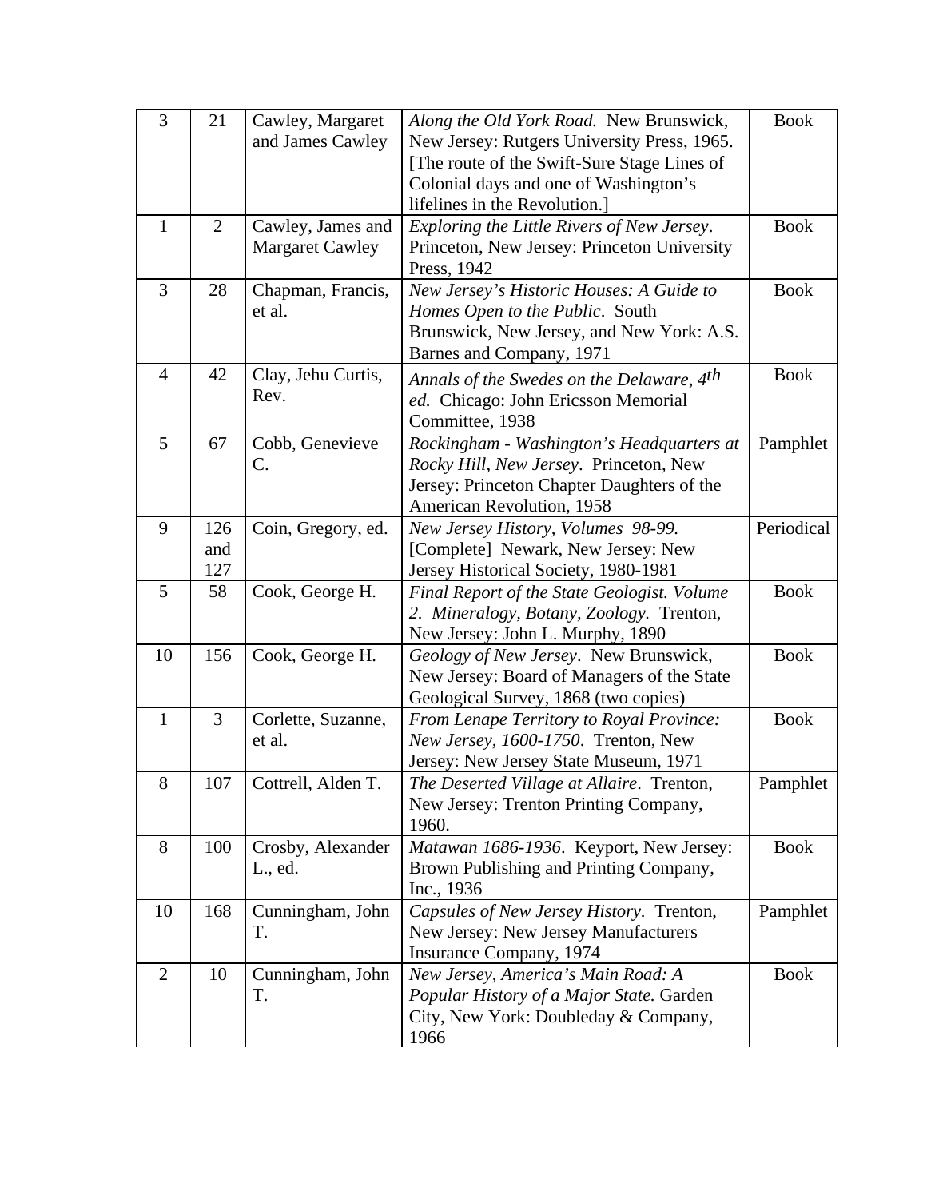| | | | | |
|---|---|---|---|---|
| 3 | 21 | Cawley, Margaret and James Cawley | *Along the Old York Road.* New Brunswick, New Jersey: Rutgers University Press, 1965. [The route of the Swift-Sure Stage Lines of Colonial days and one of Washington's lifelines in the Revolution.] | Book |
| 1 | 2 | Cawley, James and Margaret Cawley | *Exploring the Little Rivers of New Jersey*. Princeton, New Jersey: Princeton University Press, 1942 | Book |
| 3 | 28 | Chapman, Francis, et al. | *New Jersey's Historic Houses: A Guide to Homes Open to the Public*. South Brunswick, New Jersey, and New York: A.S. Barnes and Company, 1971 | Book |
| 4 | 42 | Clay, Jehu Curtis, Rev. | *Annals of the Swedes on the Delaware, 4th ed.* Chicago: John Ericsson Memorial Committee, 1938 | Book |
| 5 | 67 | Cobb, Genevieve C. | *Rockingham - Washington's Headquarters at Rocky Hill, New Jersey*. Princeton, New Jersey: Princeton Chapter Daughters of the American Revolution, 1958 | Pamphlet |
| 9 | 126 and 127 | Coin, Gregory, ed. | *New Jersey History, Volumes 98-99.* [Complete] Newark, New Jersey: New Jersey Historical Society, 1980-1981 | Periodical |
| 5 | 58 | Cook, George H. | *Final Report of the State Geologist. Volume 2. Mineralogy, Botany, Zoology.* Trenton, New Jersey: John L. Murphy, 1890 | Book |
| 10 | 156 | Cook, George H. | *Geology of New Jersey*. New Brunswick, New Jersey: Board of Managers of the State Geological Survey, 1868 (two copies) | Book |
| 1 | 3 | Corlette, Suzanne, et al. | *From Lenape Territory to Royal Province: New Jersey, 1600-1750*. Trenton, New Jersey: New Jersey State Museum, 1971 | Book |
| 8 | 107 | Cottrell, Alden T. | *The Deserted Village at Allaire*. Trenton, New Jersey: Trenton Printing Company, 1960. | Pamphlet |
| 8 | 100 | Crosby, Alexander L., ed. | *Matawan 1686-1936*. Keyport, New Jersey: Brown Publishing and Printing Company, Inc., 1936 | Book |
| 10 | 168 | Cunningham, John T. | *Capsules of New Jersey History.* Trenton, New Jersey: New Jersey Manufacturers Insurance Company, 1974 | Pamphlet |
| 2 | 10 | Cunningham, John T. | *New Jersey, America's Main Road: A Popular History of a Major State.* Garden City, New York: Doubleday & Company, 1966 | Book |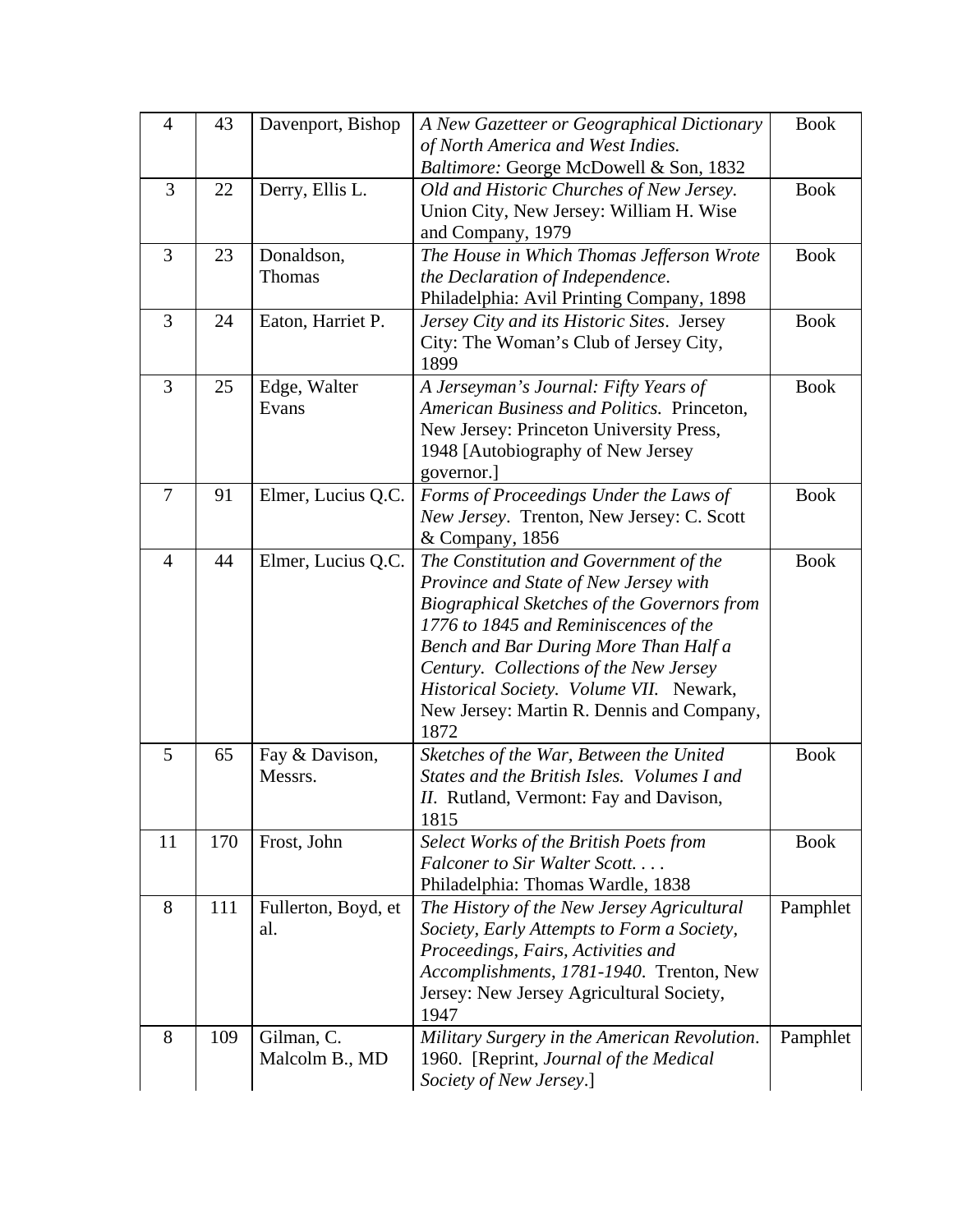| | | | | |
|---|---|---|---|---|
| 4 | 43 | Davenport, Bishop | *A New Gazetteer or Geographical Dictionary of North America and West Indies. Baltimore:* George McDowell & Son, 1832 | Book |
| 3 | 22 | Derry, Ellis L. | *Old and Historic Churches of New Jersey*. Union City, New Jersey: William H. Wise and Company, 1979 | Book |
| 3 | 23 | Donaldson, Thomas | *The House in Which Thomas Jefferson Wrote the Declaration of Independence*. Philadelphia: Avil Printing Company, 1898 | Book |
| 3 | 24 | Eaton, Harriet P. | *Jersey City and its Historic Sites*. Jersey City: The Woman's Club of Jersey City, 1899 | Book |
| 3 | 25 | Edge, Walter Evans | *A Jerseyman's Journal: Fifty Years of American Business and Politics.* Princeton, New Jersey: Princeton University Press, 1948 [Autobiography of New Jersey governor.] | Book |
| 7 | 91 | Elmer, Lucius Q.C. | *Forms of Proceedings Under the Laws of New Jersey*. Trenton, New Jersey: C. Scott & Company, 1856 | Book |
| 4 | 44 | Elmer, Lucius Q.C. | *The Constitution and Government of the Province and State of New Jersey with Biographical Sketches of the Governors from 1776 to 1845 and Reminiscences of the Bench and Bar During More Than Half a Century. Collections of the New Jersey Historical Society. Volume VII.* Newark, New Jersey: Martin R. Dennis and Company, 1872 | Book |
| 5 | 65 | Fay & Davison, Messrs. | *Sketches of the War, Between the United States and the British Isles. Volumes I and II*. Rutland, Vermont: Fay and Davison, 1815 | Book |
| 11 | 170 | Frost, John | *Select Works of the British Poets from Falconer to Sir Walter Scott. . . .* Philadelphia: Thomas Wardle, 1838 | Book |
| 8 | 111 | Fullerton, Boyd, et al. | *The History of the New Jersey Agricultural Society, Early Attempts to Form a Society, Proceedings, Fairs, Activities and Accomplishments, 1781-1940*. Trenton, New Jersey: New Jersey Agricultural Society, 1947 | Pamphlet |
| 8 | 109 | Gilman, C. Malcolm B., MD | *Military Surgery in the American Revolution*. 1960. [Reprint, *Journal of the Medical Society of New Jersey*.] | Pamphlet |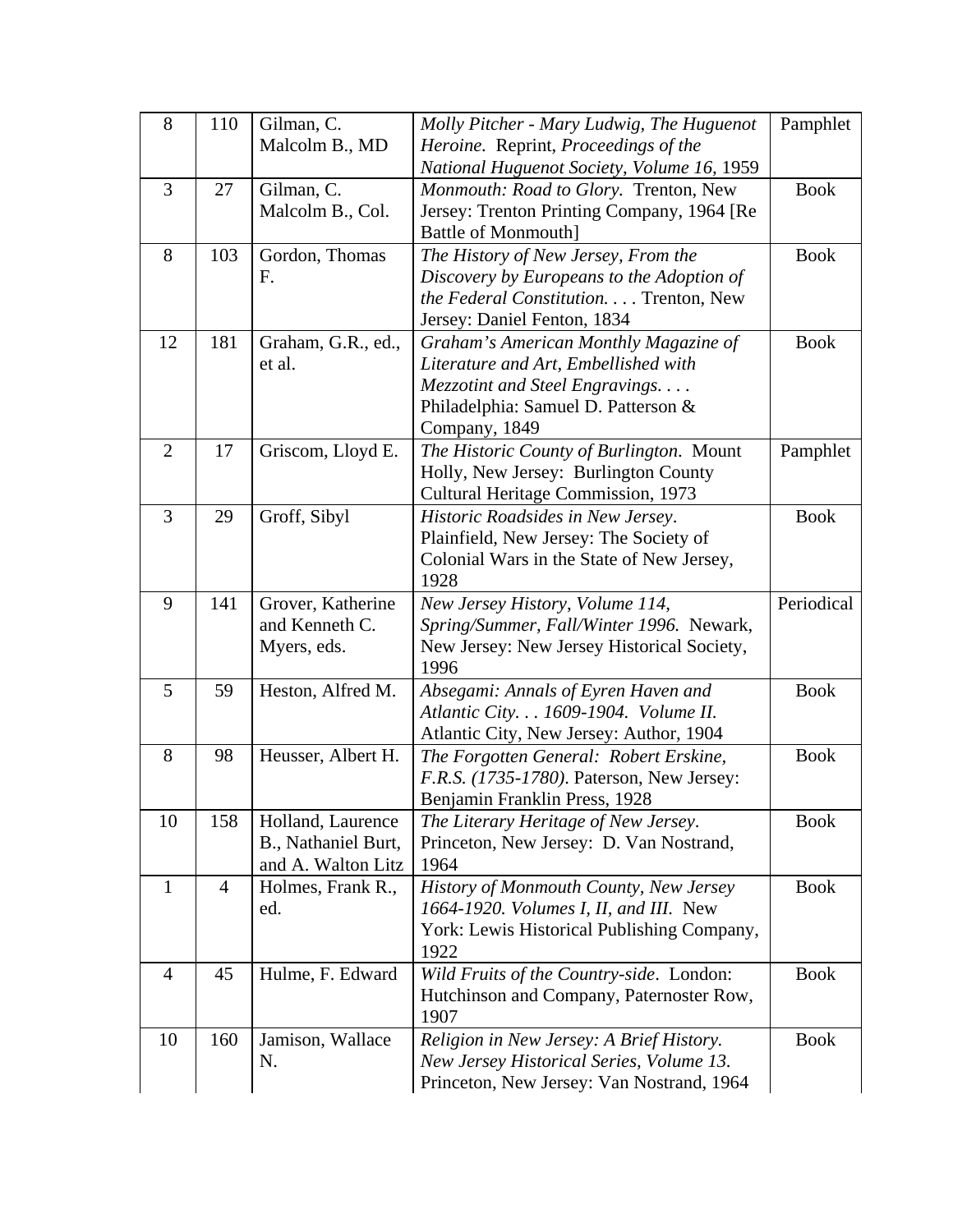| 8 | 110 | Gilman, C. Malcolm B., MD | *Molly Pitcher - Mary Ludwig, The Huguenot Heroine.* Reprint, *Proceedings of the National Huguenot Society*, *Volume 16*, 1959 | Pamphlet |
|---|---|---|---|---|
| 3 | 27 | Gilman, C. Malcolm B., Col. | *Monmouth: Road to Glory.* Trenton, New Jersey: Trenton Printing Company, 1964 [Re Battle of Monmouth] | Book |
| 8 | 103 | Gordon, Thomas F. | *The History of New Jersey, From the Discovery by Europeans to the Adoption of the Federal Constitution. . . .* Trenton, New Jersey: Daniel Fenton, 1834 | Book |
| 12 | 181 | Graham, G.R., ed., et al. | *Graham's American Monthly Magazine of Literature and Art, Embellished with Mezzotint and Steel Engravings. . . .* Philadelphia: Samuel D. Patterson & Company, 1849 | Book |
| 2 | 17 | Griscom, Lloyd E. | *The Historic County of Burlington.* Mount Holly, New Jersey: Burlington County Cultural Heritage Commission, 1973 | Pamphlet |
| 3 | 29 | Groff, Sibyl | *Historic Roadsides in New Jersey*. Plainfield, New Jersey: The Society of Colonial Wars in the State of New Jersey, 1928 | Book |
| 9 | 141 | Grover, Katherine and Kenneth C. Myers, eds. | *New Jersey History*, *Volume 114, Spring/Summer, Fall/Winter 1996.* Newark, New Jersey: New Jersey Historical Society, 1996 | Periodical |
| 5 | 59 | Heston, Alfred M. | *Absegami: Annals of Eyren Haven and Atlantic City. . . 1609-1904. Volume II.* Atlantic City, New Jersey: Author, 1904 | Book |
| 8 | 98 | Heusser, Albert H. | *The Forgotten General: Robert Erskine, F.R.S. (1735-1780)*. Paterson, New Jersey: Benjamin Franklin Press, 1928 | Book |
| 10 | 158 | Holland, Laurence B., Nathaniel Burt, and A. Walton Litz | *The Literary Heritage of New Jersey*. Princeton, New Jersey: D. Van Nostrand, 1964 | Book |
| 1 | 4 | Holmes, Frank R., ed. | *History of Monmouth County, New Jersey 1664-1920. Volumes I, II, and III.* New York: Lewis Historical Publishing Company, 1922 | Book |
| 4 | 45 | Hulme, F. Edward | *Wild Fruits of the Country-side*. London: Hutchinson and Company, Paternoster Row, 1907 | Book |
| 10 | 160 | Jamison, Wallace N. | *Religion in New Jersey: A Brief History. New Jersey Historical Series, Volume 13.* Princeton, New Jersey: Van Nostrand, 1964 | Book |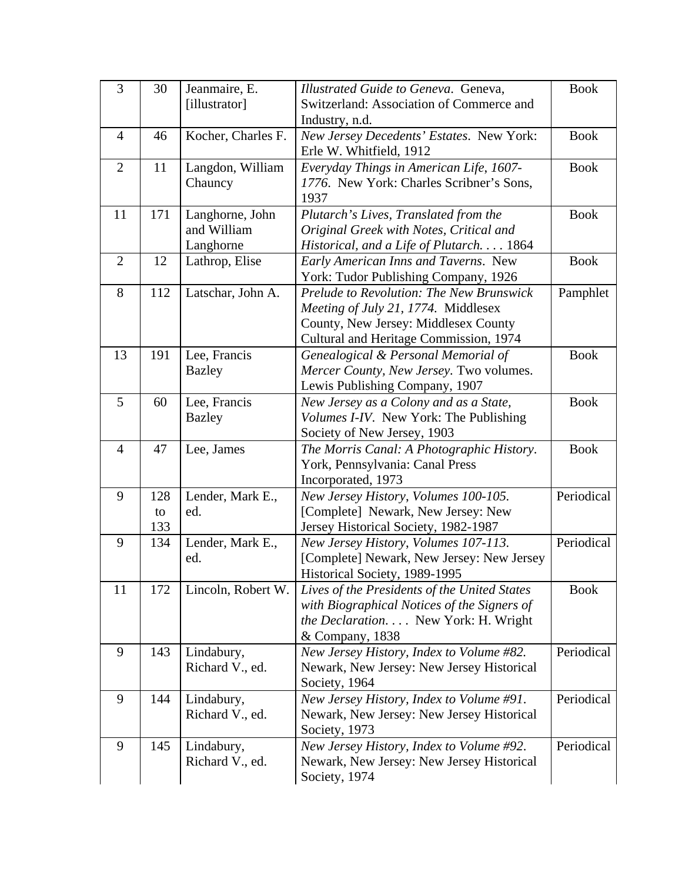| 3 | 30 | Jeanmaire, E. [illustrator] | *Illustrated Guide to Geneva*. Geneva, Switzerland: Association of Commerce and Industry, n.d. | Book |
|---|---|---|---|---|
| 4 | 46 | Kocher, Charles F. | *New Jersey Decedents' Estates*. New York: Erle W. Whitfield, 1912 | Book |
| 2 | 11 | Langdon, William Chauncy | *Everyday Things in American Life, 1607-1776*. New York: Charles Scribner's Sons, 1937 | Book |
| 11 | 171 | Langhorne, John and William Langhorne | *Plutarch's Lives, Translated from the Original Greek with Notes, Critical and Historical, and a Life of Plutarch. . . .* 1864 | Book |
| 2 | 12 | Lathrop, Elise | *Early American Inns and Taverns*. New York: Tudor Publishing Company, 1926 | Book |
| 8 | 112 | Latschar, John A. | *Prelude to Revolution: The New Brunswick Meeting of July 21, 1774*. Middlesex County, New Jersey: Middlesex County Cultural and Heritage Commission, 1974 | Pamphlet |
| 13 | 191 | Lee, Francis Bazley | *Genealogical & Personal Memorial of Mercer County, New Jersey*. Two volumes. Lewis Publishing Company, 1907 | Book |
| 5 | 60 | Lee, Francis Bazley | *New Jersey as a Colony and as a State, Volumes I-IV*. New York: The Publishing Society of New Jersey, 1903 | Book |
| 4 | 47 | Lee, James | *The Morris Canal: A Photographic History*. York, Pennsylvania: Canal Press Incorporated, 1973 | Book |
| 9 | 128 to 133 | Lender, Mark E., ed. | *New Jersey History, Volumes 100-105*. [Complete] Newark, New Jersey: New Jersey Historical Society, 1982-1987 | Periodical |
| 9 | 134 | Lender, Mark E., ed. | *New Jersey History, Volumes 107-113*. [Complete] Newark, New Jersey: New Jersey Historical Society, 1989-1995 | Periodical |
| 11 | 172 | Lincoln, Robert W. | *Lives of the Presidents of the United States with Biographical Notices of the Signers of the Declaration. . . .* New York: H. Wright & Company, 1838 | Book |
| 9 | 143 | Lindabury, Richard V., ed. | *New Jersey History, Index to Volume #82*. Newark, New Jersey: New Jersey Historical Society, 1964 | Periodical |
| 9 | 144 | Lindabury, Richard V., ed. | *New Jersey History, Index to Volume #91*. Newark, New Jersey: New Jersey Historical Society, 1973 | Periodical |
| 9 | 145 | Lindabury, Richard V., ed. | *New Jersey History, Index to Volume #92*. Newark, New Jersey: New Jersey Historical Society, 1974 | Periodical |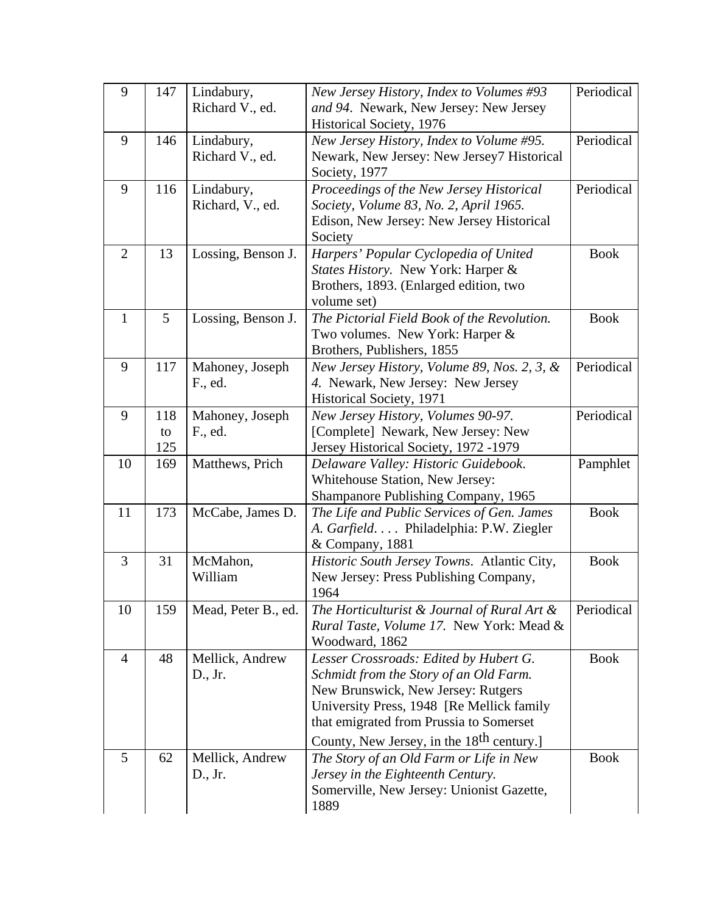| 9 | 147 | Lindabury, Richard V., ed. | *New Jersey History, Index to Volumes #93 and 94*. Newark, New Jersey: New Jersey Historical Society, 1976 | Periodical |
|---|---|---|---|---|
| 9 | 146 | Lindabury, Richard V., ed. | *New Jersey History, Index to Volume #95.* Newark, New Jersey: New Jersey7 Historical Society, 1977 | Periodical |
| 9 | 116 | Lindabury, Richard, V., ed. | *Proceedings of the New Jersey Historical Society, Volume 83, No. 2, April 1965.* Edison, New Jersey: New Jersey Historical Society | Periodical |
| 2 | 13 | Lossing, Benson J. | *Harpers' Popular Cyclopedia of United States History.* New York: Harper & Brothers, 1893. (Enlarged edition, two volume set) | Book |
| 1 | 5 | Lossing, Benson J. | *The Pictorial Field Book of the Revolution.* Two volumes. New York: Harper & Brothers, Publishers, 1855 | Book |
| 9 | 117 | Mahoney, Joseph F., ed. | *New Jersey History, Volume 89, Nos. 2, 3, & 4.* Newark, New Jersey: New Jersey Historical Society, 1971 | Periodical |
| 9 | 118 to 125 | Mahoney, Joseph F., ed. | *New Jersey History, Volumes 90-97.* [Complete] Newark, New Jersey: New Jersey Historical Society, 1972 -1979 | Periodical |
| 10 | 169 | Matthews, Prich | *Delaware Valley: Historic Guidebook.* Whitehouse Station, New Jersey: Shampanore Publishing Company, 1965 | Pamphlet |
| 11 | 173 | McCabe, James D. | *The Life and Public Services of Gen. James A. Garfield. . . .* Philadelphia: P.W. Ziegler & Company, 1881 | Book |
| 3 | 31 | McMahon, William | *Historic South Jersey Towns*. Atlantic City, New Jersey: Press Publishing Company, 1964 | Book |
| 10 | 159 | Mead, Peter B., ed. | *The Horticulturist & Journal of Rural Art & Rural Taste, Volume 17.* New York: Mead & Woodward, 1862 | Periodical |
| 4 | 48 | Mellick, Andrew D., Jr. | *Lesser Crossroads: Edited by Hubert G. Schmidt from the Story of an Old Farm.* New Brunswick, New Jersey: Rutgers University Press, 1948 [Re Mellick family that emigrated from Prussia to Somerset County, New Jersey, in the 18th century.] | Book |
| 5 | 62 | Mellick, Andrew D., Jr. | *The Story of an Old Farm or Life in New Jersey in the Eighteenth Century.* Somerville, New Jersey: Unionist Gazette, 1889 | Book |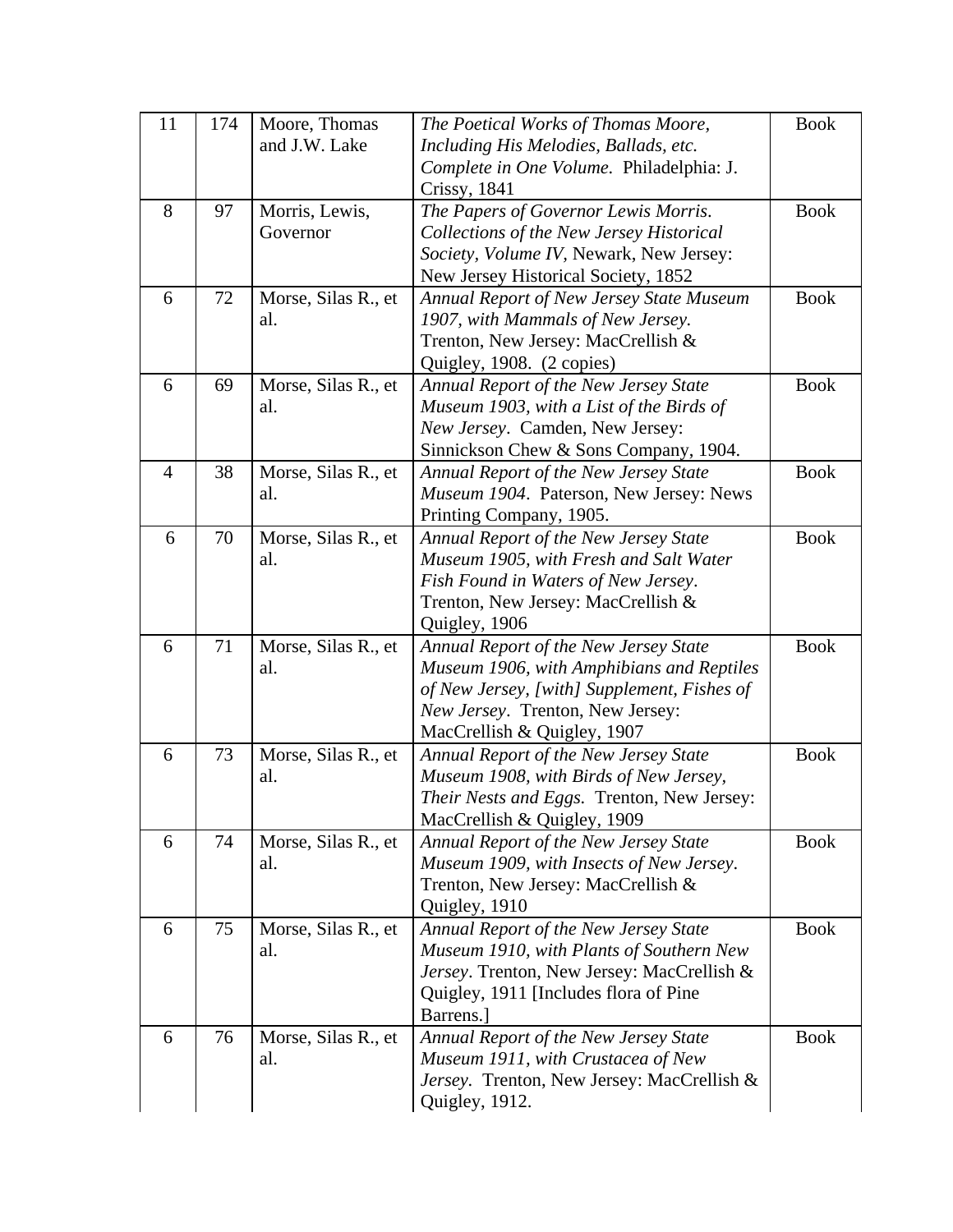| | | | | |
|---|---|---|---|---|
| 11 | 174 | Moore, Thomas and J.W. Lake | *The Poetical Works of Thomas Moore, Including His Melodies, Ballads, etc. Complete in One Volume*. Philadelphia: J. Crissy, 1841 | Book |
| 8 | 97 | Morris, Lewis, Governor | *The Papers of Governor Lewis Morris. Collections of the New Jersey Historical Society, Volume IV*, Newark, New Jersey: New Jersey Historical Society, 1852 | Book |
| 6 | 72 | Morse, Silas R., et al. | *Annual Report of New Jersey State Museum 1907, with Mammals of New Jersey.* Trenton, New Jersey: MacCrellish & Quigley, 1908. (2 copies) | Book |
| 6 | 69 | Morse, Silas R., et al. | *Annual Report of the New Jersey State Museum 1903, with a List of the Birds of New Jersey*. Camden, New Jersey: Sinnickson Chew & Sons Company, 1904. | Book |
| 4 | 38 | Morse, Silas R., et al. | *Annual Report of the New Jersey State Museum 1904*. Paterson, New Jersey: News Printing Company, 1905. | Book |
| 6 | 70 | Morse, Silas R., et al. | *Annual Report of the New Jersey State Museum 1905, with Fresh and Salt Water Fish Found in Waters of New Jersey*. Trenton, New Jersey: MacCrellish & Quigley, 1906 | Book |
| 6 | 71 | Morse, Silas R., et al. | *Annual Report of the New Jersey State Museum 1906, with Amphibians and Reptiles of New Jersey, [with] Supplement, Fishes of New Jersey*. Trenton, New Jersey: MacCrellish & Quigley, 1907 | Book |
| 6 | 73 | Morse, Silas R., et al. | *Annual Report of the New Jersey State Museum 1908, with Birds of New Jersey, Their Nests and Eggs.* Trenton, New Jersey: MacCrellish & Quigley, 1909 | Book |
| 6 | 74 | Morse, Silas R., et al. | *Annual Report of the New Jersey State Museum 1909, with Insects of New Jersey*. Trenton, New Jersey: MacCrellish & Quigley, 1910 | Book |
| 6 | 75 | Morse, Silas R., et al. | *Annual Report of the New Jersey State Museum 1910, with Plants of Southern New Jersey*. Trenton, New Jersey: MacCrellish & Quigley, 1911 [Includes flora of Pine Barrens.] | Book |
| 6 | 76 | Morse, Silas R., et al. | *Annual Report of the New Jersey State Museum 1911, with Crustacea of New Jersey.* Trenton, New Jersey: MacCrellish & Quigley, 1912. | Book |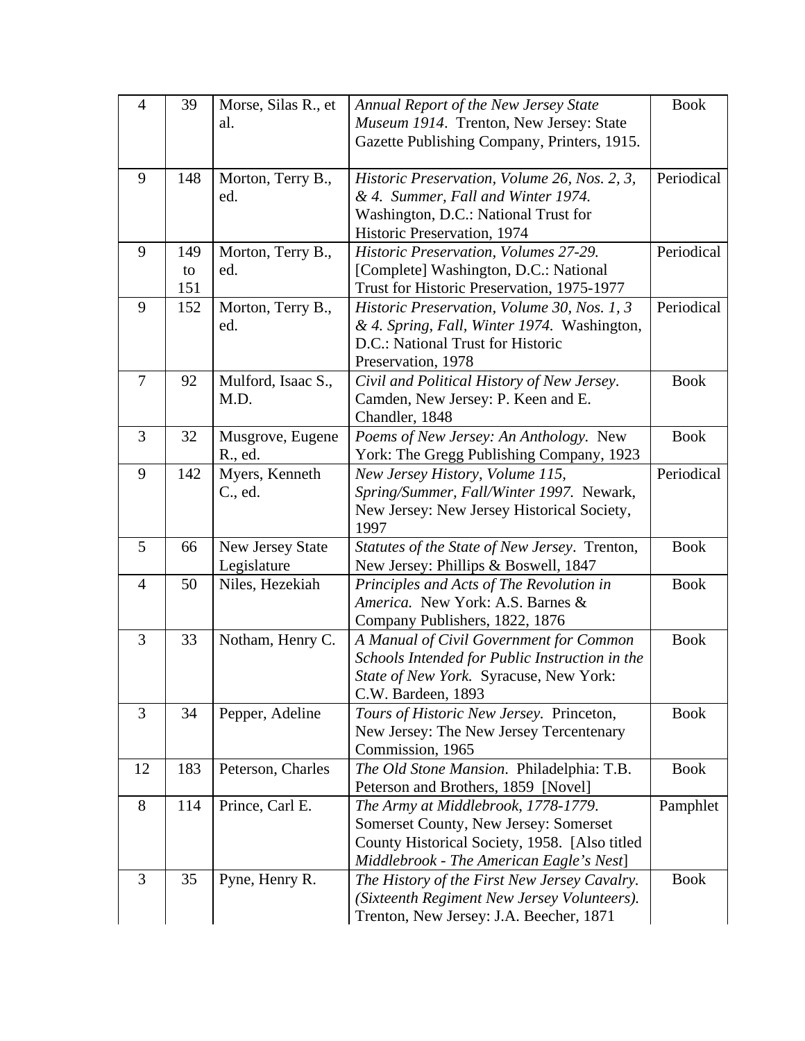| | | | | |
|---|---|---|---|---|
| 4 | 39 | Morse, Silas R., et al. | *Annual Report of the New Jersey State Museum 1914*. Trenton, New Jersey: State Gazette Publishing Company, Printers, 1915. | Book |
| 9 | 148 | Morton, Terry B., ed. | *Historic Preservation, Volume 26, Nos. 2, 3, & 4. Summer, Fall and Winter 1974.* Washington, D.C.: National Trust for Historic Preservation, 1974 | Periodical |
| 9 | 149 to 151 | Morton, Terry B., ed. | *Historic Preservation, Volumes 27-29.* [Complete] Washington, D.C.: National Trust for Historic Preservation, 1975-1977 | Periodical |
| 9 | 152 | Morton, Terry B., ed. | *Historic Preservation, Volume 30, Nos. 1, 3 & 4. Spring, Fall, Winter 1974.* Washington, D.C.: National Trust for Historic Preservation, 1978 | Periodical |
| 7 | 92 | Mulford, Isaac S., M.D. | *Civil and Political History of New Jersey*. Camden, New Jersey: P. Keen and E. Chandler, 1848 | Book |
| 3 | 32 | Musgrove, Eugene R., ed. | *Poems of New Jersey: An Anthology.* New York: The Gregg Publishing Company, 1923 | Book |
| 9 | 142 | Myers, Kenneth C., ed. | *New Jersey History, Volume 115, Spring/Summer, Fall/Winter 1997.* Newark, New Jersey: New Jersey Historical Society, 1997 | Periodical |
| 5 | 66 | New Jersey State Legislature | *Statutes of the State of New Jersey*. Trenton, New Jersey: Phillips & Boswell, 1847 | Book |
| 4 | 50 | Niles, Hezekiah | *Principles and Acts of The Revolution in America.* New York: A.S. Barnes & Company Publishers, 1822, 1876 | Book |
| 3 | 33 | Notham, Henry C. | *A Manual of Civil Government for Common Schools Intended for Public Instruction in the State of New York.* Syracuse, New York: C.W. Bardeen, 1893 | Book |
| 3 | 34 | Pepper, Adeline | *Tours of Historic New Jersey*. Princeton, New Jersey: The New Jersey Tercentenary Commission, 1965 | Book |
| 12 | 183 | Peterson, Charles | *The Old Stone Mansion*. Philadelphia: T.B. Peterson and Brothers, 1859 [Novel] | Book |
| 8 | 114 | Prince, Carl E. | *The Army at Middlebrook, 1778-1779*. Somerset County, New Jersey: Somerset County Historical Society, 1958. [Also titled *Middlebrook - The American Eagle's Nest*] | Pamphlet |
| 3 | 35 | Pyne, Henry R. | *The History of the First New Jersey Cavalry. (Sixteenth Regiment New Jersey Volunteers).* Trenton, New Jersey: J.A. Beecher, 1871 | Book |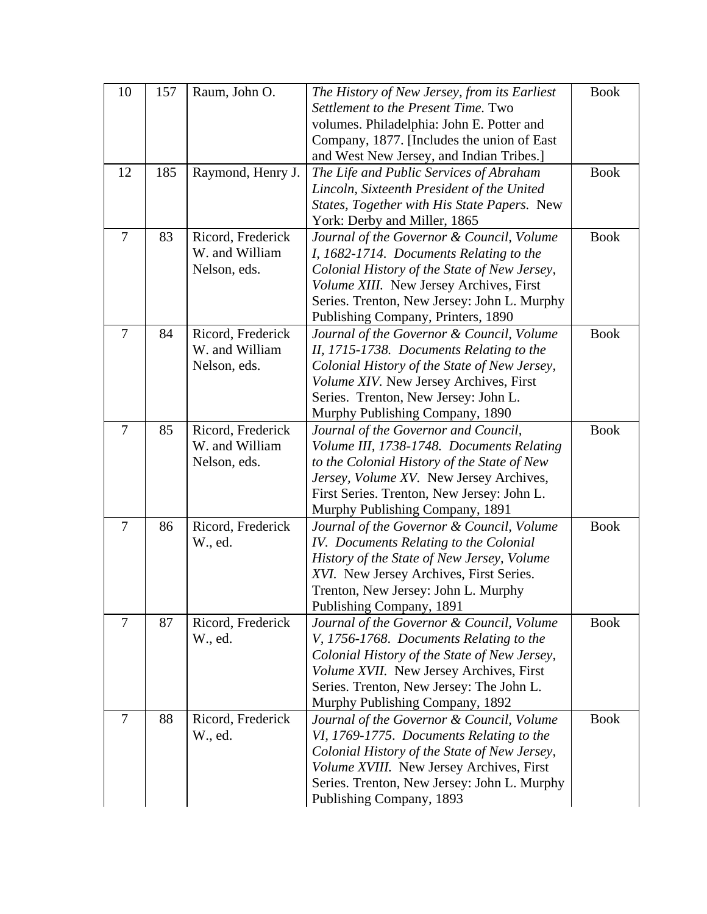| 10 | 157 | Raum, John O. | *The History of New Jersey, from its Earliest Settlement to the Present Time.* Two volumes. Philadelphia: John E. Potter and Company, 1877. [Includes the union of East and West New Jersey, and Indian Tribes.] | Book |
|---|---|---|---|---|
| 12 | 185 | Raymond, Henry J. | *The Life and Public Services of Abraham Lincoln, Sixteenth President of the United States, Together with His State Papers.* New York: Derby and Miller, 1865 | Book |
| 7 | 83 | Ricord, Frederick W. and William Nelson, eds. | *Journal of the Governor & Council, Volume I, 1682-1714. Documents Relating to the Colonial History of the State of New Jersey, Volume XIII.* New Jersey Archives, First Series. Trenton, New Jersey: John L. Murphy Publishing Company, Printers, 1890 | Book |
| 7 | 84 | Ricord, Frederick W. and William Nelson, eds. | *Journal of the Governor & Council, Volume II, 1715-1738. Documents Relating to the Colonial History of the State of New Jersey, Volume XIV.* New Jersey Archives, First Series. Trenton, New Jersey: John L. Murphy Publishing Company, 1890 | Book |
| 7 | 85 | Ricord, Frederick W. and William Nelson, eds. | *Journal of the Governor and Council, Volume III, 1738-1748. Documents Relating to the Colonial History of the State of New Jersey, Volume XV.* New Jersey Archives, First Series. Trenton, New Jersey: John L. Murphy Publishing Company, 1891 | Book |
| 7 | 86 | Ricord, Frederick W., ed. | *Journal of the Governor & Council, Volume IV. Documents Relating to the Colonial History of the State of New Jersey, Volume XVI.* New Jersey Archives, First Series. Trenton, New Jersey: John L. Murphy Publishing Company, 1891 | Book |
| 7 | 87 | Ricord, Frederick W., ed. | *Journal of the Governor & Council, Volume V, 1756-1768. Documents Relating to the Colonial History of the State of New Jersey, Volume XVII.* New Jersey Archives, First Series. Trenton, New Jersey: The John L. Murphy Publishing Company, 1892 | Book |
| 7 | 88 | Ricord, Frederick W., ed. | *Journal of the Governor & Council, Volume VI, 1769-1775. Documents Relating to the Colonial History of the State of New Jersey, Volume XVIII.* New Jersey Archives, First Series. Trenton, New Jersey: John L. Murphy Publishing Company, 1893 | Book |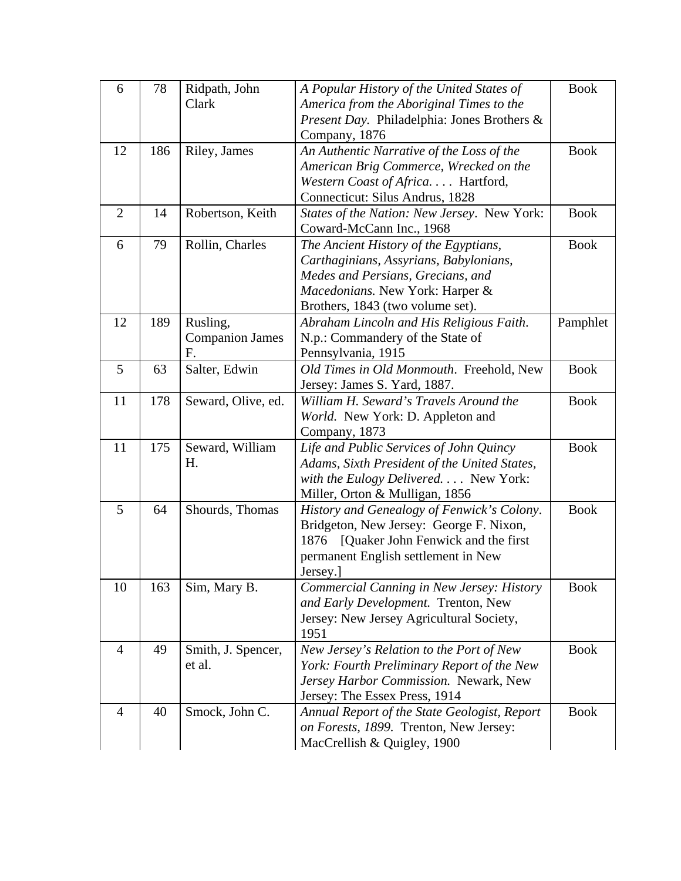| 6 | 78 | Ridpath, John Clark | *A Popular History of the United States of America from the Aboriginal Times to the Present Day.* Philadelphia: Jones Brothers & Company, 1876 | Book |
|---|---|---|---|---|
| 12 | 186 | Riley, James | *An Authentic Narrative of the Loss of the American Brig Commerce, Wrecked on the Western Coast of Africa. . . .* Hartford, Connecticut: Silus Andrus, 1828 | Book |
| 2 | 14 | Robertson, Keith | *States of the Nation: New Jersey*. New York: Coward-McCann Inc., 1968 | Book |
| 6 | 79 | Rollin, Charles | *The Ancient History of the Egyptians, Carthaginians, Assyrians, Babylonians, Medes and Persians, Grecians, and Macedonians.* New York: Harper & Brothers, 1843 (two volume set). | Book |
| 12 | 189 | Rusling, Companion James F. | *Abraham Lincoln and His Religious Faith*. N.p.: Commandery of the State of Pennsylvania, 1915 | Pamphlet |
| 5 | 63 | Salter, Edwin | *Old Times in Old Monmouth*. Freehold, New Jersey: James S. Yard, 1887. | Book |
| 11 | 178 | Seward, Olive, ed. | *William H. Seward's Travels Around the World.* New York: D. Appleton and Company, 1873 | Book |
| 11 | 175 | Seward, William H. | *Life and Public Services of John Quincy Adams, Sixth President of the United States, with the Eulogy Delivered. . . .* New York: Miller, Orton & Mulligan, 1856 | Book |
| 5 | 64 | Shourds, Thomas | *History and Genealogy of Fenwick's Colony*. Bridgeton, New Jersey: George F. Nixon, 1876 [Quaker John Fenwick and the first permanent English settlement in New Jersey.] | Book |
| 10 | 163 | Sim, Mary B. | *Commercial Canning in New Jersey: History and Early Development.* Trenton, New Jersey: New Jersey Agricultural Society, 1951 | Book |
| 4 | 49 | Smith, J. Spencer, et al. | *New Jersey's Relation to the Port of New York: Fourth Preliminary Report of the New Jersey Harbor Commission.* Newark, New Jersey: The Essex Press, 1914 | Book |
| 4 | 40 | Smock, John C. | *Annual Report of the State Geologist, Report on Forests, 1899.* Trenton, New Jersey: MacCrellish & Quigley, 1900 | Book |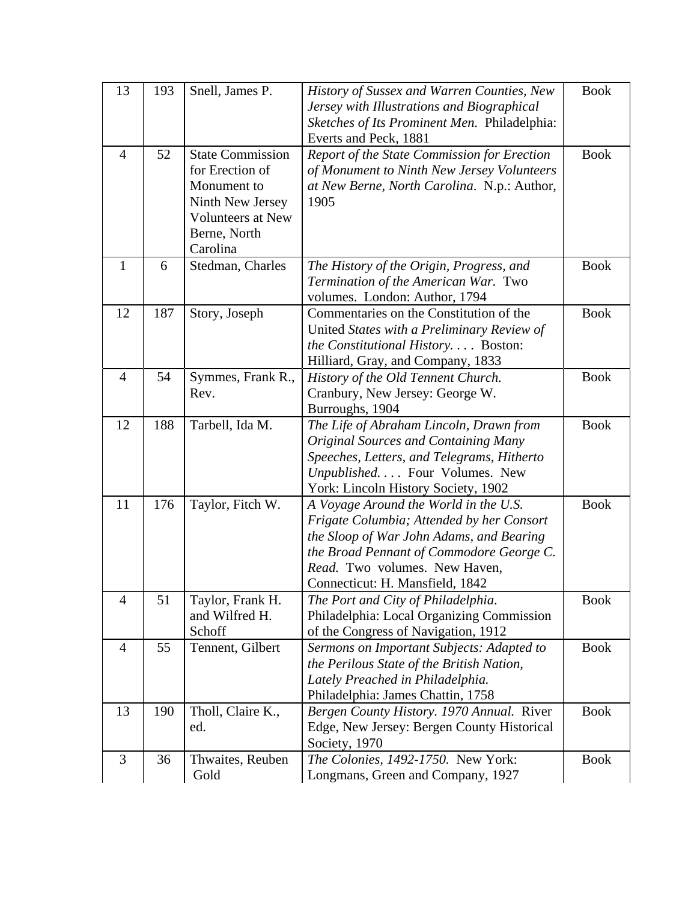| 13 | 193 | Snell, James P. | *History of Sussex and Warren Counties, New Jersey with Illustrations and Biographical Sketches of Its Prominent Men.* Philadelphia: Everts and Peck, 1881 | Book |
|---|---|---|---|---|
| 4 | 52 | State Commission for Erection of Monument to Ninth New Jersey Volunteers at New Berne, North Carolina | *Report of the State Commission for Erection of Monument to Ninth New Jersey Volunteers at New Berne, North Carolina*. N.p.: Author, 1905 | Book |
| 1 | 6 | Stedman, Charles | *The History of the Origin, Progress, and Termination of the American War.* Two volumes. London: Author, 1794 | Book |
| 12 | 187 | Story, Joseph | Commentaries on the Constitution of the United *States with a Preliminary Review of the Constitutional History. . . .* Boston: Hilliard, Gray, and Company, 1833 | Book |
| 4 | 54 | Symmes, Frank R., Rev. | *History of the Old Tennent Church.* Cranbury, New Jersey: George W. Burroughs, 1904 | Book |
| 12 | 188 | Tarbell, Ida M. | *The Life of Abraham Lincoln, Drawn from Original Sources and Containing Many Speeches, Letters, and Telegrams, Hitherto Unpublished. . . .* Four Volumes. New York: Lincoln History Society, 1902 | Book |
| 11 | 176 | Taylor, Fitch W. | *A Voyage Around the World in the U.S. Frigate Columbia; Attended by her Consort the Sloop of War John Adams, and Bearing the Broad Pennant of Commodore George C. Read.* Two volumes. New Haven, Connecticut: H. Mansfield, 1842 | Book |
| 4 | 51 | Taylor, Frank H. and Wilfred H. Schoff | *The Port and City of Philadelphia*. Philadelphia: Local Organizing Commission of the Congress of Navigation, 1912 | Book |
| 4 | 55 | Tennent, Gilbert | *Sermons on Important Subjects: Adapted to the Perilous State of the British Nation, Lately Preached in Philadelphia.* Philadelphia: James Chattin, 1758 | Book |
| 13 | 190 | Tholl, Claire K., ed. | *Bergen County History. 1970 Annual.* River Edge, New Jersey: Bergen County Historical Society, 1970 | Book |
| 3 | 36 | Thwaites, Reuben Gold | *The Colonies, 1492-1750.* New York: Longmans, Green and Company, 1927 | Book |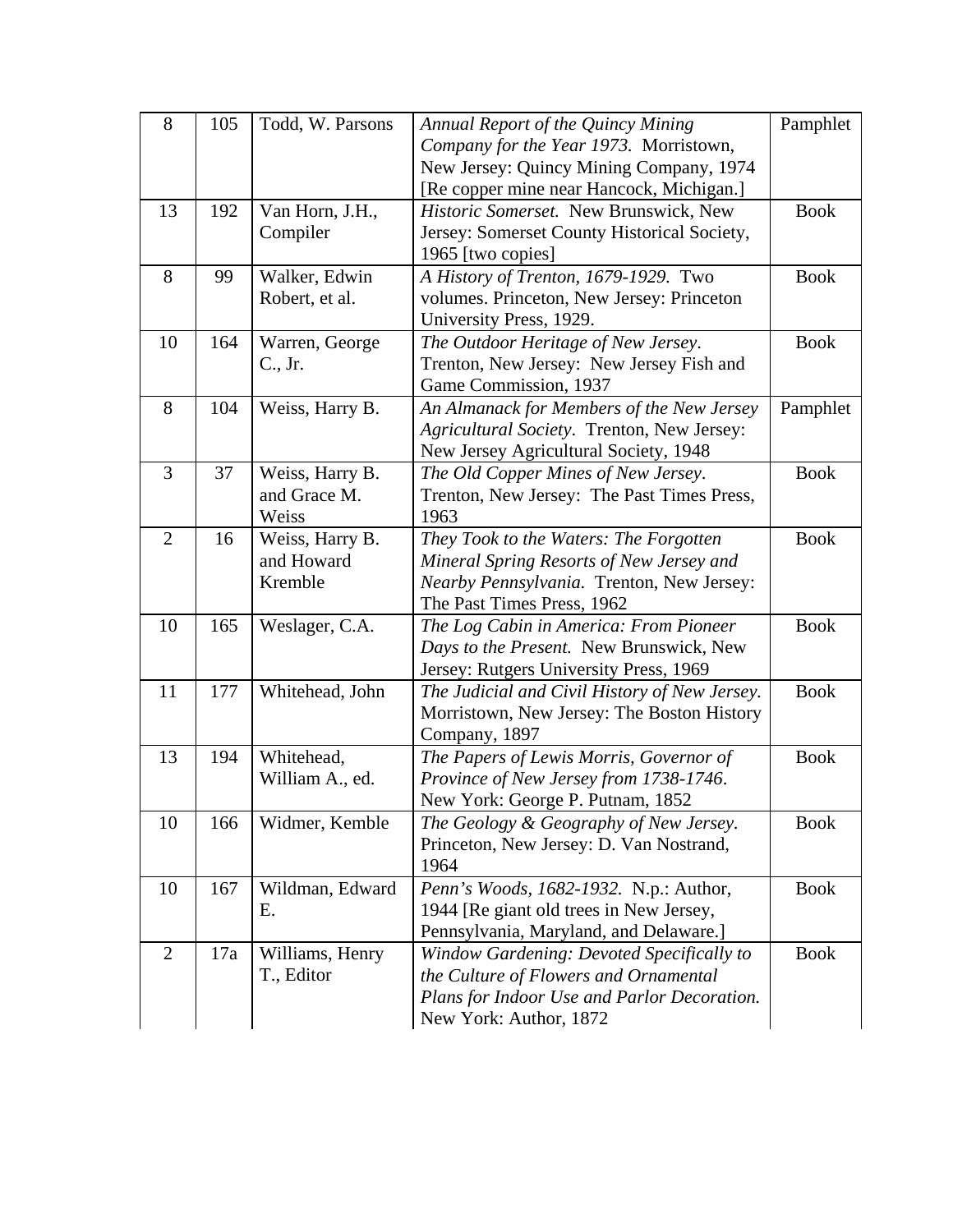| 8 | 105 | Todd, W. Parsons | *Annual Report of the Quincy Mining Company for the Year 1973.* Morristown, New Jersey: Quincy Mining Company, 1974 [Re copper mine near Hancock, Michigan.] | Pamphlet |
|---|---|---|---|---|
| 13 | 192 | Van Horn, J.H., Compiler | *Historic Somerset.* New Brunswick, New Jersey: Somerset County Historical Society, 1965 [two copies] | Book |
| 8 | 99 | Walker, Edwin Robert, et al. | *A History of Trenton, 1679-1929.* Two volumes. Princeton, New Jersey: Princeton University Press, 1929. | Book |
| 10 | 164 | Warren, George C., Jr. | *The Outdoor Heritage of New Jersey*. Trenton, New Jersey: New Jersey Fish and Game Commission, 1937 | Book |
| 8 | 104 | Weiss, Harry B. | *An Almanack for Members of the New Jersey Agricultural Society*. Trenton, New Jersey: New Jersey Agricultural Society, 1948 | Pamphlet |
| 3 | 37 | Weiss, Harry B. and Grace M. Weiss | *The Old Copper Mines of New Jersey*. Trenton, New Jersey: The Past Times Press, 1963 | Book |
| 2 | 16 | Weiss, Harry B. and Howard Kremble | *They Took to the Waters: The Forgotten Mineral Spring Resorts of New Jersey and Nearby Pennsylvania.* Trenton, New Jersey: The Past Times Press, 1962 | Book |
| 10 | 165 | Weslager, C.A. | *The Log Cabin in America: From Pioneer Days to the Present.* New Brunswick, New Jersey: Rutgers University Press, 1969 | Book |
| 11 | 177 | Whitehead, John | *The Judicial and Civil History of New Jersey.* Morristown, New Jersey: The Boston History Company, 1897 | Book |
| 13 | 194 | Whitehead, William A., ed. | *The Papers of Lewis Morris, Governor of Province of New Jersey from 1738-1746*. New York: George P. Putnam, 1852 | Book |
| 10 | 166 | Widmer, Kemble | *The Geology & Geography of New Jersey*. Princeton, New Jersey: D. Van Nostrand, 1964 | Book |
| 10 | 167 | Wildman, Edward E. | *Penn's Woods, 1682-1932.* N.p.: Author, 1944 [Re giant old trees in New Jersey, Pennsylvania, Maryland, and Delaware.] | Book |
| 2 | 17a | Williams, Henry T., Editor | *Window Gardening: Devoted Specifically to the Culture of Flowers and Ornamental Plans for Indoor Use and Parlor Decoration.* New York: Author, 1872 | Book |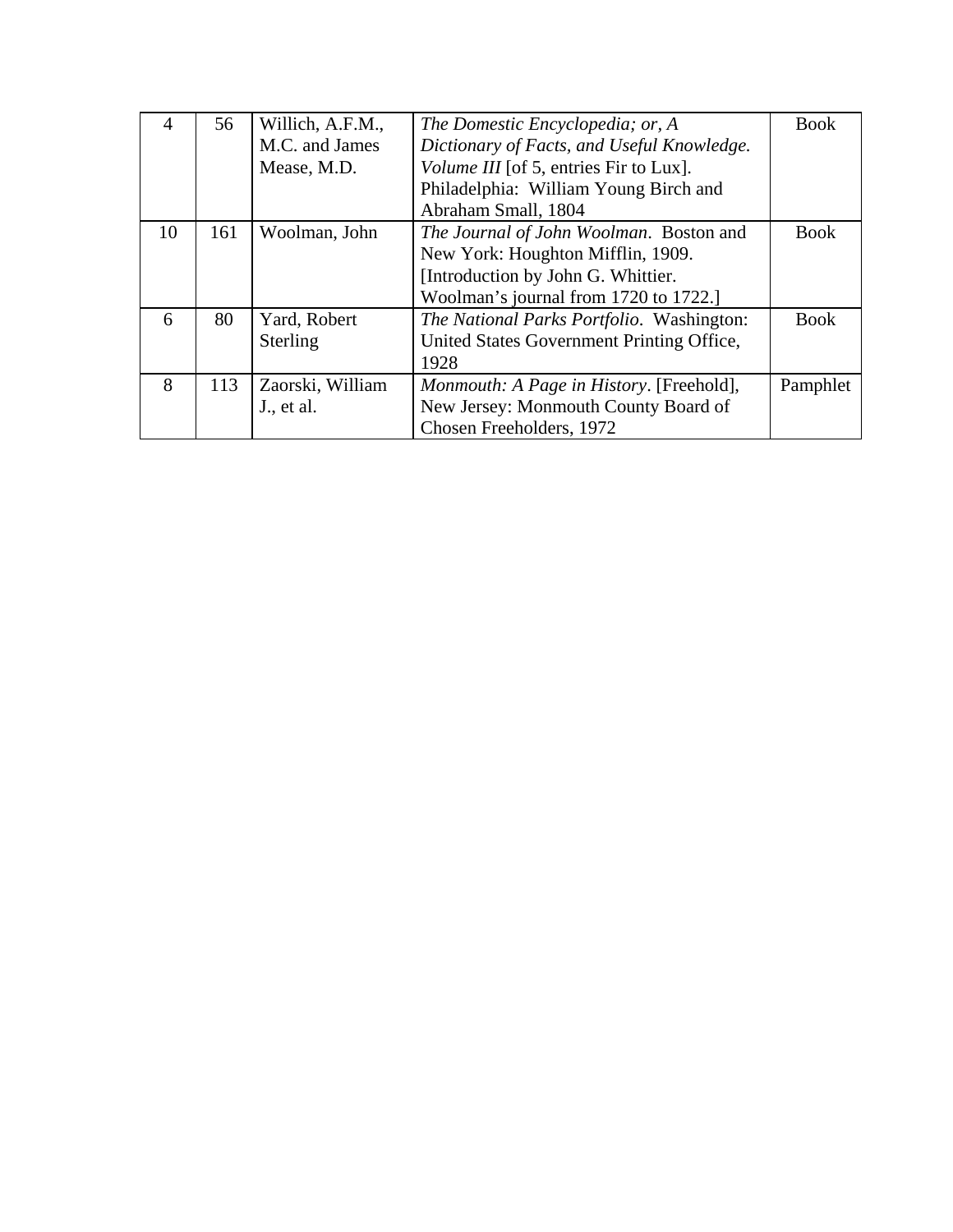| | | | | |
|---|---|---|---|---|
| 4 | 56 | Willich, A.F.M., M.C. and James Mease, M.D. | *The Domestic Encyclopedia; or, A Dictionary of Facts, and Useful Knowledge. Volume III* [of 5, entries Fir to Lux]. Philadelphia: William Young Birch and Abraham Small, 1804 | Book |
| 10 | 161 | Woolman, John | *The Journal of John Woolman*. Boston and New York: Houghton Mifflin, 1909. [Introduction by John G. Whittier. Woolman's journal from 1720 to 1722.] | Book |
| 6 | 80 | Yard, Robert Sterling | *The National Parks Portfolio*. Washington: United States Government Printing Office, 1928 | Book |
| 8 | 113 | Zaorski, William J., et al. | *Monmouth: A Page in History*. [Freehold], New Jersey: Monmouth County Board of Chosen Freeholders, 1972 | Pamphlet |